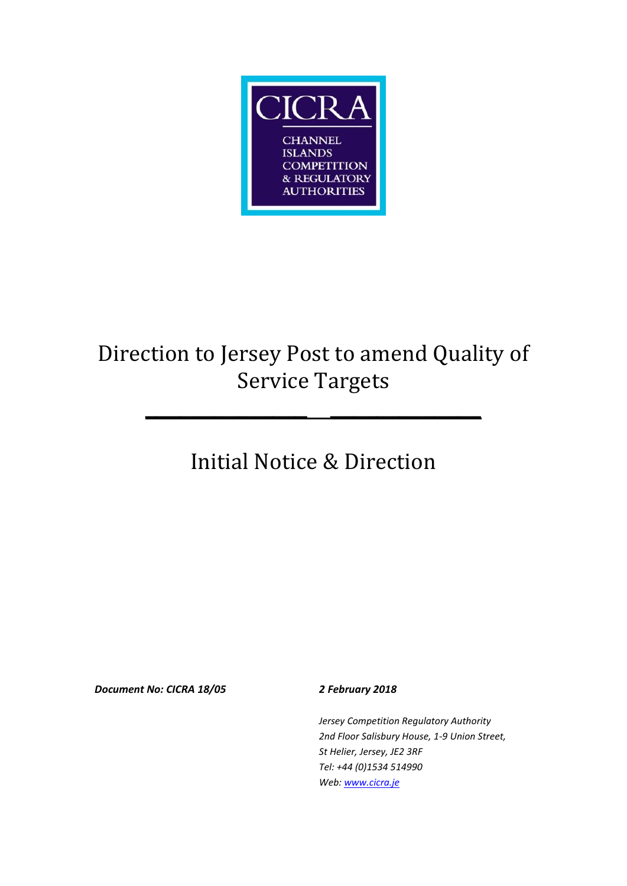CICRA

CHANNEL ISLANDS COMPETITION & REGULATORY AUTHORITIES

# Direction to Jersey Post to amend Quality of Service Targets

## Initial Notice & Direction

***Document No: CICRA 18/05***

***2 February 2018***

*Jersey Competition Regulatory Authority*
*2nd Floor Salisbury House, 1-9 Union Street,*
*St Helier, Jersey, JE2 3RF*
*Tel: +44 (0)1534 514990*
*Web: www.cicra.je*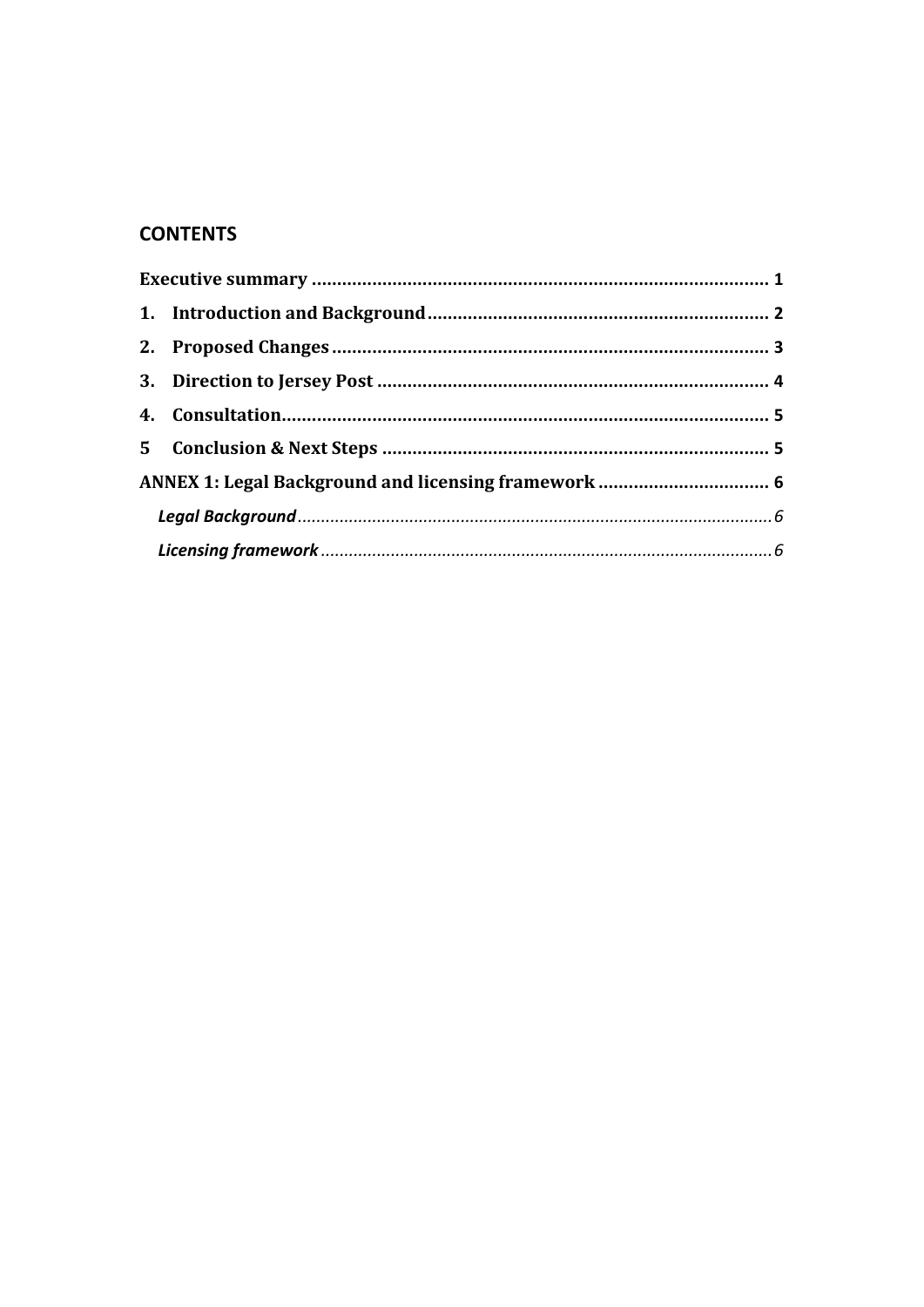## CONTENTS

**Executive summary** ........................................................................................... **1**

**1. Introduction and Background** .................................................................. **2**

**2. Proposed Changes** ...................................................................................... **3**

**3. Direction to Jersey Post** ............................................................................ **4**

**4. Consultation** ................................................................................................ **5**

**5 Conclusion & Next Steps** ............................................................................ **5**

**ANNEX 1: Legal Background and licensing framework** ................................. **6**

***Legal Background*** ........................................................................................... *6*

***Licensing framework*** ..................................................................................... *6*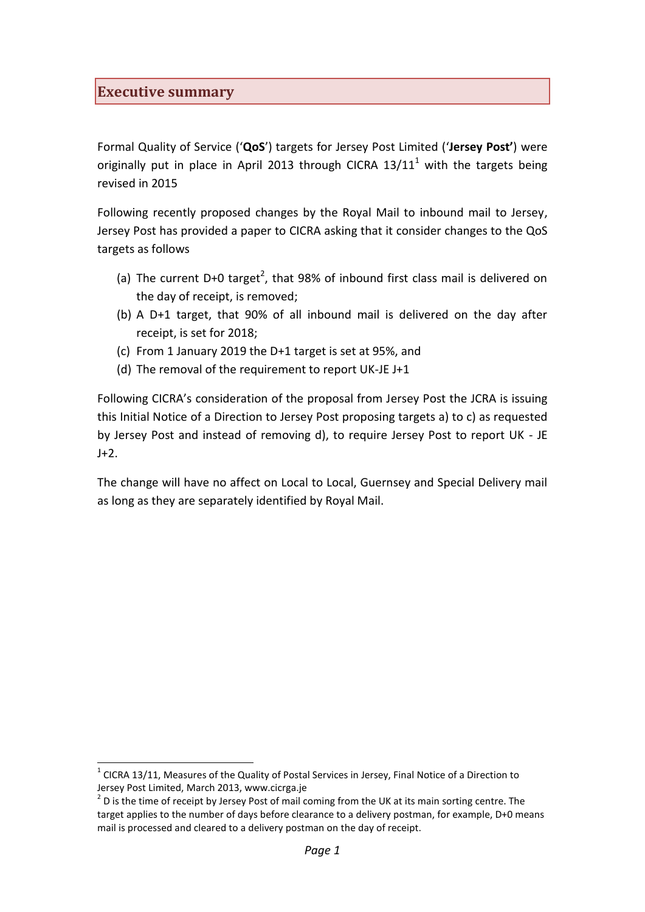## Executive summary

Formal Quality of Service ('**QoS**') targets for Jersey Post Limited ('**Jersey Post'**) were originally put in place in April 2013 through CICRA 13/11[1] with the targets being revised in 2015

Following recently proposed changes by the Royal Mail to inbound mail to Jersey, Jersey Post has provided a paper to CICRA asking that it consider changes to the QoS targets as follows

(a) The current D+0 target[2], that 98% of inbound first class mail is delivered on the day of receipt, is removed;
(b) A D+1 target, that 90% of all inbound mail is delivered on the day after receipt, is set for 2018;
(c) From 1 January 2019 the D+1 target is set at 95%, and
(d) The removal of the requirement to report UK-JE J+1

Following CICRA's consideration of the proposal from Jersey Post the JCRA is issuing this Initial Notice of a Direction to Jersey Post proposing targets a) to c) as requested by Jersey Post and instead of removing d), to require Jersey Post to report UK - JE J+2.

The change will have no affect on Local to Local, Guernsey and Special Delivery mail as long as they are separately identified by Royal Mail.

---

[1] CICRA 13/11, Measures of the Quality of Postal Services in Jersey, Final Notice of a Direction to Jersey Post Limited, March 2013, www.cicrga.je

[2] D is the time of receipt by Jersey Post of mail coming from the UK at its main sorting centre. The target applies to the number of days before clearance to a delivery postman, for example, D+0 means mail is processed and cleared to a delivery postman on the day of receipt.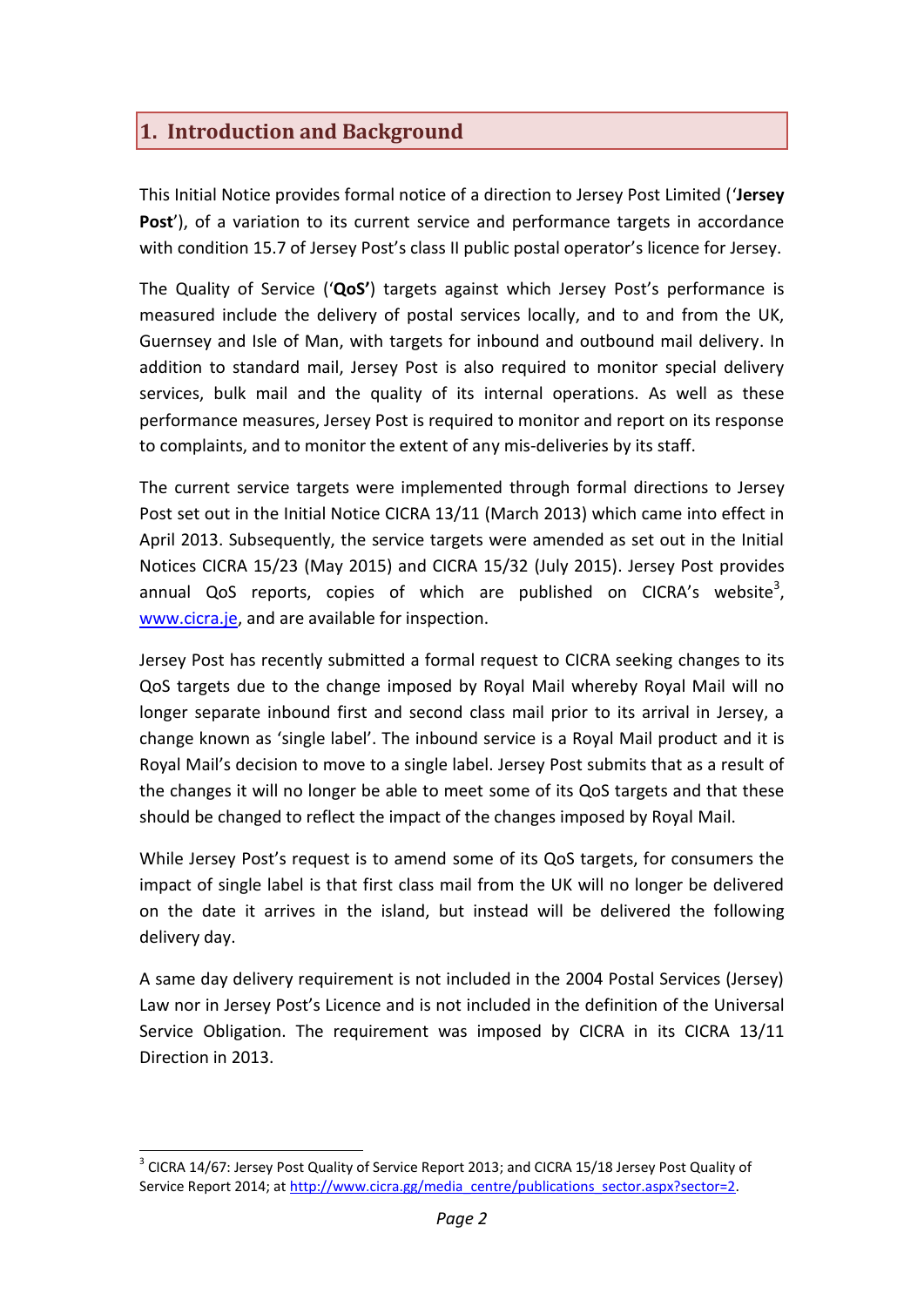## 1. Introduction and Background

This Initial Notice provides formal notice of a direction to Jersey Post Limited ('**Jersey Post**'), of a variation to its current service and performance targets in accordance with condition 15.7 of Jersey Post's class II public postal operator's licence for Jersey.

The Quality of Service ('**QoS'**) targets against which Jersey Post's performance is measured include the delivery of postal services locally, and to and from the UK, Guernsey and Isle of Man, with targets for inbound and outbound mail delivery. In addition to standard mail, Jersey Post is also required to monitor special delivery services, bulk mail and the quality of its internal operations. As well as these performance measures, Jersey Post is required to monitor and report on its response to complaints, and to monitor the extent of any mis-deliveries by its staff.

The current service targets were implemented through formal directions to Jersey Post set out in the Initial Notice CICRA 13/11 (March 2013) which came into effect in April 2013. Subsequently, the service targets were amended as set out in the Initial Notices CICRA 15/23 (May 2015) and CICRA 15/32 (July 2015). Jersey Post provides annual QoS reports, copies of which are published on CICRA's website[3], [www.cicra.je](http://www.cicra.je), and are available for inspection.

Jersey Post has recently submitted a formal request to CICRA seeking changes to its QoS targets due to the change imposed by Royal Mail whereby Royal Mail will no longer separate inbound first and second class mail prior to its arrival in Jersey, a change known as 'single label'. The inbound service is a Royal Mail product and it is Royal Mail's decision to move to a single label. Jersey Post submits that as a result of the changes it will no longer be able to meet some of its QoS targets and that these should be changed to reflect the impact of the changes imposed by Royal Mail.

While Jersey Post's request is to amend some of its QoS targets, for consumers the impact of single label is that first class mail from the UK will no longer be delivered on the date it arrives in the island, but instead will be delivered the following delivery day.

A same day delivery requirement is not included in the 2004 Postal Services (Jersey) Law nor in Jersey Post's Licence and is not included in the definition of the Universal Service Obligation. The requirement was imposed by CICRA in its CICRA 13/11 Direction in 2013.

---

[3] CICRA 14/67: Jersey Post Quality of Service Report 2013; and CICRA 15/18 Jersey Post Quality of Service Report 2014; at [http://www.cicra.gg/media_centre/publications_sector.aspx?sector=2](http://www.cicra.gg/media_centre/publications_sector.aspx?sector=2).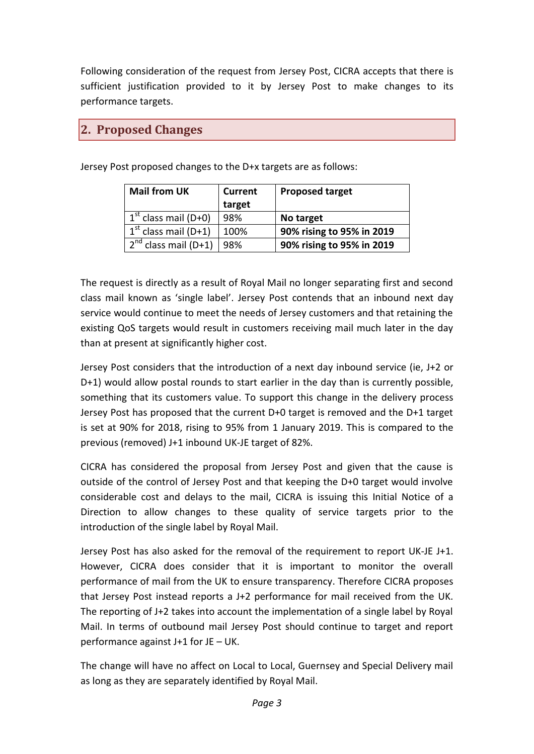Following consideration of the request from Jersey Post, CICRA accepts that there is sufficient justification provided to it by Jersey Post to make changes to its performance targets.

## 2. Proposed Changes

Jersey Post proposed changes to the D+x targets are as follows:

| Mail from UK | Current target | Proposed target |
|---|---|---|
| 1st class mail (D+0) | 98% | **No target** |
| 1st class mail (D+1) | 100% | **90% rising to 95% in 2019** |
| 2nd class mail (D+1) | 98% | **90% rising to 95% in 2019** |

The request is directly as a result of Royal Mail no longer separating first and second class mail known as 'single label'. Jersey Post contends that an inbound next day service would continue to meet the needs of Jersey customers and that retaining the existing QoS targets would result in customers receiving mail much later in the day than at present at significantly higher cost.

Jersey Post considers that the introduction of a next day inbound service (ie, J+2 or D+1) would allow postal rounds to start earlier in the day than is currently possible, something that its customers value. To support this change in the delivery process Jersey Post has proposed that the current D+0 target is removed and the D+1 target is set at 90% for 2018, rising to 95% from 1 January 2019. This is compared to the previous (removed) J+1 inbound UK-JE target of 82%.

CICRA has considered the proposal from Jersey Post and given that the cause is outside of the control of Jersey Post and that keeping the D+0 target would involve considerable cost and delays to the mail, CICRA is issuing this Initial Notice of a Direction to allow changes to these quality of service targets prior to the introduction of the single label by Royal Mail.

Jersey Post has also asked for the removal of the requirement to report UK-JE J+1. However, CICRA does consider that it is important to monitor the overall performance of mail from the UK to ensure transparency. Therefore CICRA proposes that Jersey Post instead reports a J+2 performance for mail received from the UK. The reporting of J+2 takes into account the implementation of a single label by Royal Mail. In terms of outbound mail Jersey Post should continue to target and report performance against J+1 for JE – UK.

The change will have no affect on Local to Local, Guernsey and Special Delivery mail as long as they are separately identified by Royal Mail.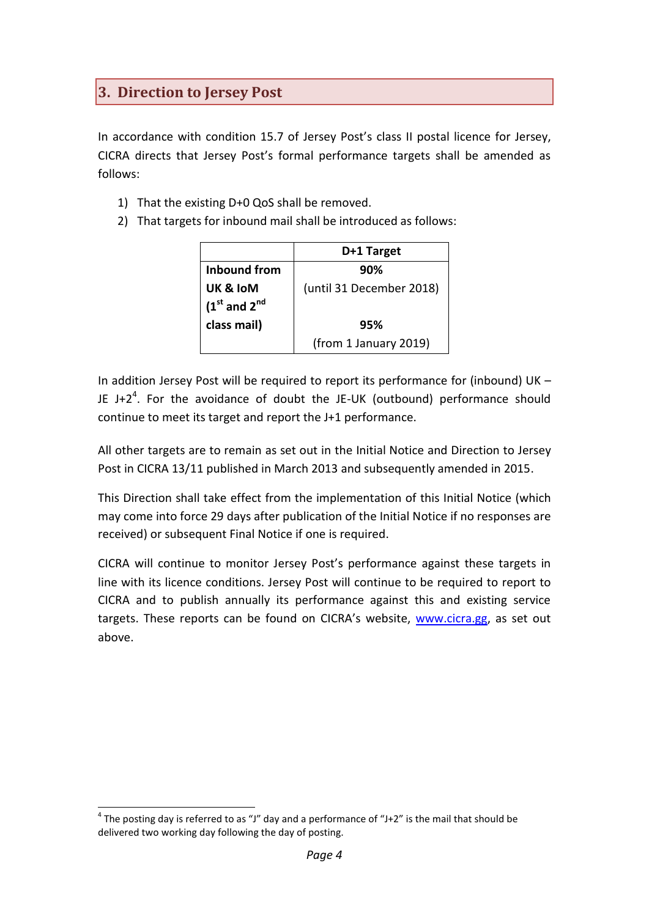## 3. Direction to Jersey Post

In accordance with condition 15.7 of Jersey Post's class II postal licence for Jersey, CICRA directs that Jersey Post's formal performance targets shall be amended as follows:

1) That the existing D+0 QoS shall be removed.
2) That targets for inbound mail shall be introduced as follows:

| | D+1 Target |
|---|---|
| **Inbound from UK & IoM (1st and 2nd class mail)** | **90%** (until 31 December 2018)<br>**95%** (from 1 January 2019) |

In addition Jersey Post will be required to report its performance for (inbound) UK – JE J+2[4]. For the avoidance of doubt the JE-UK (outbound) performance should continue to meet its target and report the J+1 performance.

All other targets are to remain as set out in the Initial Notice and Direction to Jersey Post in CICRA 13/11 published in March 2013 and subsequently amended in 2015.

This Direction shall take effect from the implementation of this Initial Notice (which may come into force 29 days after publication of the Initial Notice if no responses are received) or subsequent Final Notice if one is required.

CICRA will continue to monitor Jersey Post's performance against these targets in line with its licence conditions. Jersey Post will continue to be required to report to CICRA and to publish annually its performance against this and existing service targets. These reports can be found on CICRA's website, [www.cicra.gg](http://www.cicra.gg), as set out above.

[4] The posting day is referred to as "J" day and a performance of "J+2" is the mail that should be delivered two working day following the day of posting.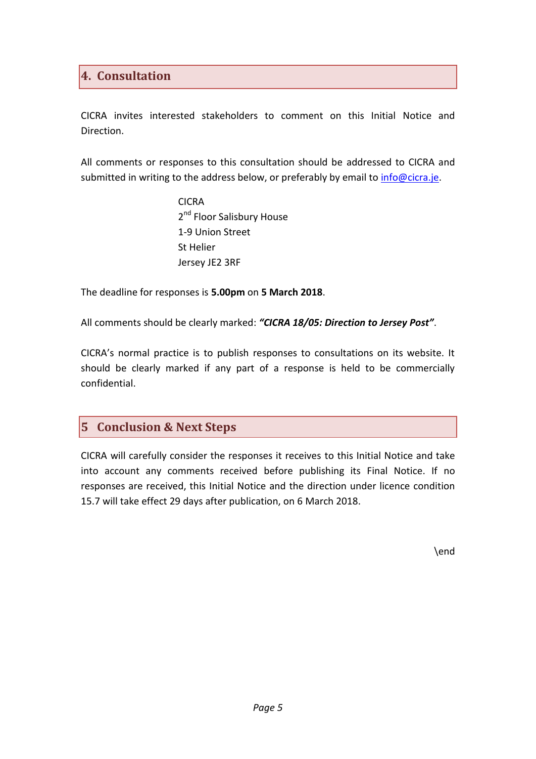## 4. Consultation

CICRA invites interested stakeholders to comment on this Initial Notice and Direction.

All comments or responses to this consultation should be addressed to CICRA and submitted in writing to the address below, or preferably by email to info@cicra.je.

CICRA
2nd Floor Salisbury House
1-9 Union Street
St Helier
Jersey JE2 3RF

The deadline for responses is **5.00pm** on **5 March 2018**.

All comments should be clearly marked: ***"CICRA 18/05: Direction to Jersey Post"***.

CICRA's normal practice is to publish responses to consultations on its website. It should be clearly marked if any part of a response is held to be commercially confidential.

## 5 Conclusion & Next Steps

CICRA will carefully consider the responses it receives to this Initial Notice and take into account any comments received before publishing its Final Notice. If no responses are received, this Initial Notice and the direction under licence condition 15.7 will take effect 29 days after publication, on 6 March 2018.

\end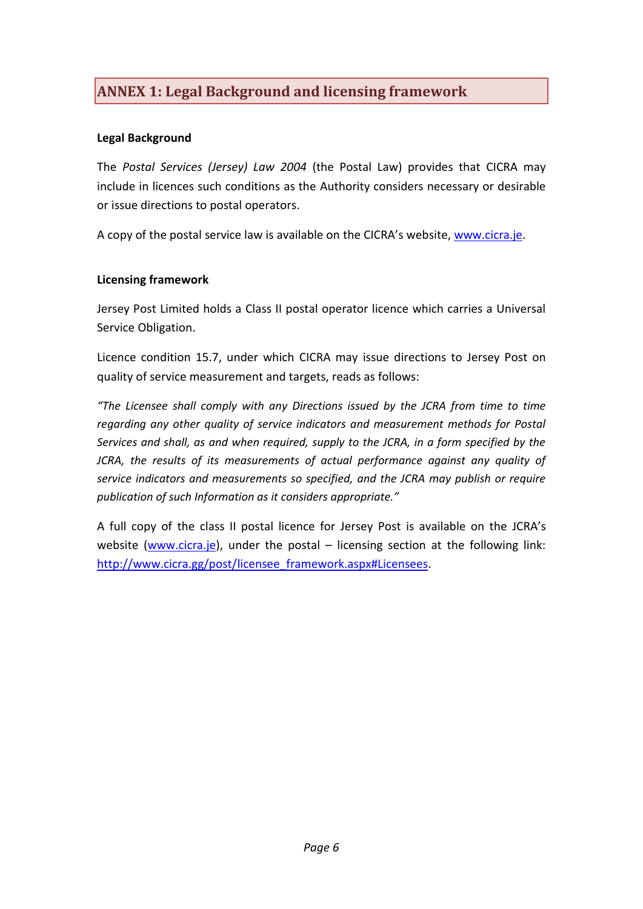# ANNEX 1: Legal Background and licensing framework

**Legal Background**

The *Postal Services (Jersey) Law 2004* (the Postal Law) provides that CICRA may include in licences such conditions as the Authority considers necessary or desirable or issue directions to postal operators.

A copy of the postal service law is available on the CICRA's website, www.cicra.je.

**Licensing framework**

Jersey Post Limited holds a Class II postal operator licence which carries a Universal Service Obligation.

Licence condition 15.7, under which CICRA may issue directions to Jersey Post on quality of service measurement and targets, reads as follows:

*"The Licensee shall comply with any Directions issued by the JCRA from time to time regarding any other quality of service indicators and measurement methods for Postal Services and shall, as and when required, supply to the JCRA, in a form specified by the JCRA, the results of its measurements of actual performance against any quality of service indicators and measurements so specified, and the JCRA may publish or require publication of such Information as it considers appropriate."*

A full copy of the class II postal licence for Jersey Post is available on the JCRA's website (www.cicra.je), under the postal – licensing section at the following link: http://www.cicra.gg/post/licensee_framework.aspx#Licensees.